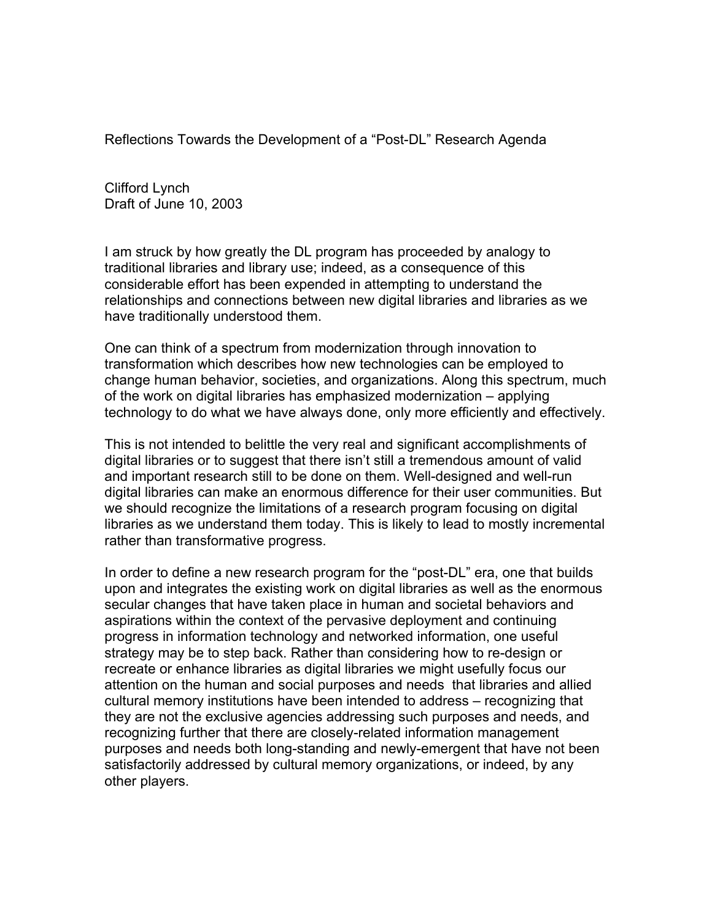# Reflections Towards the Development of a "Post-DL" Research Agenda

Clifford Lynch
Draft of June 10, 2003

I am struck by how greatly the DL program has proceeded by analogy to traditional libraries and library use; indeed, as a consequence of this considerable effort has been expended in attempting to understand the relationships and connections between new digital libraries and libraries as we have traditionally understood them.

One can think of a spectrum from modernization through innovation to transformation which describes how new technologies can be employed to change human behavior, societies, and organizations. Along this spectrum, much of the work on digital libraries has emphasized modernization – applying technology to do what we have always done, only more efficiently and effectively.

This is not intended to belittle the very real and significant accomplishments of digital libraries or to suggest that there isn't still a tremendous amount of valid and important research still to be done on them. Well-designed and well-run digital libraries can make an enormous difference for their user communities. But we should recognize the limitations of a research program focusing on digital libraries as we understand them today. This is likely to lead to mostly incremental rather than transformative progress.

In order to define a new research program for the "post-DL" era, one that builds upon and integrates the existing work on digital libraries as well as the enormous secular changes that have taken place in human and societal behaviors and aspirations within the context of the pervasive deployment and continuing progress in information technology and networked information, one useful strategy may be to step back. Rather than considering how to re-design or recreate or enhance libraries as digital libraries we might usefully focus our attention on the human and social purposes and needs that libraries and allied cultural memory institutions have been intended to address – recognizing that they are not the exclusive agencies addressing such purposes and needs, and recognizing further that there are closely-related information management purposes and needs both long-standing and newly-emergent that have not been satisfactorily addressed by cultural memory organizations, or indeed, by any other players.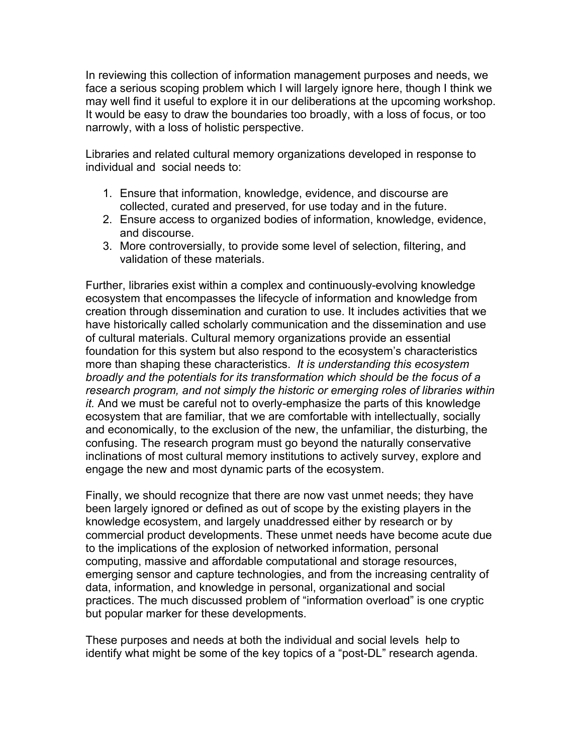In reviewing this collection of information management purposes and needs, we face a serious scoping problem which I will largely ignore here, though I think we may well find it useful to explore it in our deliberations at the upcoming workshop. It would be easy to draw the boundaries too broadly, with a loss of focus, or too narrowly, with a loss of holistic perspective.

Libraries and related cultural memory organizations developed in response to individual and social needs to:

1. Ensure that information, knowledge, evidence, and discourse are collected, curated and preserved, for use today and in the future.
2. Ensure access to organized bodies of information, knowledge, evidence, and discourse.
3. More controversially, to provide some level of selection, filtering, and validation of these materials.

Further, libraries exist within a complex and continuously-evolving knowledge ecosystem that encompasses the lifecycle of information and knowledge from creation through dissemination and curation to use. It includes activities that we have historically called scholarly communication and the dissemination and use of cultural materials. Cultural memory organizations provide an essential foundation for this system but also respond to the ecosystem's characteristics more than shaping these characteristics. *It is understanding this ecosystem broadly and the potentials for its transformation which should be the focus of a research program, and not simply the historic or emerging roles of libraries within it.* And we must be careful not to overly-emphasize the parts of this knowledge ecosystem that are familiar, that we are comfortable with intellectually, socially and economically, to the exclusion of the new, the unfamiliar, the disturbing, the confusing. The research program must go beyond the naturally conservative inclinations of most cultural memory institutions to actively survey, explore and engage the new and most dynamic parts of the ecosystem.

Finally, we should recognize that there are now vast unmet needs; they have been largely ignored or defined as out of scope by the existing players in the knowledge ecosystem, and largely unaddressed either by research or by commercial product developments. These unmet needs have become acute due to the implications of the explosion of networked information, personal computing, massive and affordable computational and storage resources, emerging sensor and capture technologies, and from the increasing centrality of data, information, and knowledge in personal, organizational and social practices. The much discussed problem of "information overload" is one cryptic but popular marker for these developments.

These purposes and needs at both the individual and social levels help to identify what might be some of the key topics of a "post-DL" research agenda.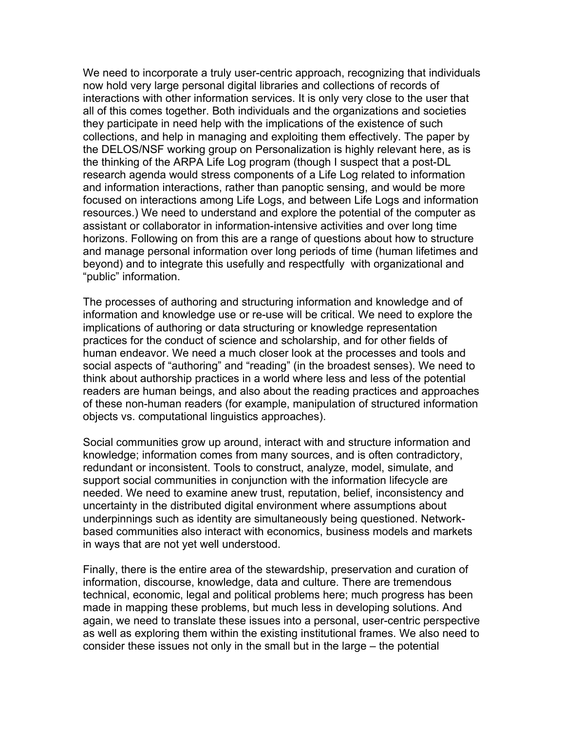We need to incorporate a truly user-centric approach, recognizing that individuals now hold very large personal digital libraries and collections of records of interactions with other information services. It is only very close to the user that all of this comes together. Both individuals and the organizations and societies they participate in need help with the implications of the existence of such collections, and help in managing and exploiting them effectively. The paper by the DELOS/NSF working group on Personalization is highly relevant here, as is the thinking of the ARPA Life Log program (though I suspect that a post-DL research agenda would stress components of a Life Log related to information and information interactions, rather than panoptic sensing, and would be more focused on interactions among Life Logs, and between Life Logs and information resources.) We need to understand and explore the potential of the computer as assistant or collaborator in information-intensive activities and over long time horizons. Following on from this are a range of questions about how to structure and manage personal information over long periods of time (human lifetimes and beyond) and to integrate this usefully and respectfully with organizational and "public" information.

The processes of authoring and structuring information and knowledge and of information and knowledge use or re-use will be critical. We need to explore the implications of authoring or data structuring or knowledge representation practices for the conduct of science and scholarship, and for other fields of human endeavor. We need a much closer look at the processes and tools and social aspects of "authoring" and "reading" (in the broadest senses). We need to think about authorship practices in a world where less and less of the potential readers are human beings, and also about the reading practices and approaches of these non-human readers (for example, manipulation of structured information objects vs. computational linguistics approaches).

Social communities grow up around, interact with and structure information and knowledge; information comes from many sources, and is often contradictory, redundant or inconsistent. Tools to construct, analyze, model, simulate, and support social communities in conjunction with the information lifecycle are needed. We need to examine anew trust, reputation, belief, inconsistency and uncertainty in the distributed digital environment where assumptions about underpinnings such as identity are simultaneously being questioned. Network-based communities also interact with economics, business models and markets in ways that are not yet well understood.

Finally, there is the entire area of the stewardship, preservation and curation of information, discourse, knowledge, data and culture. There are tremendous technical, economic, legal and political problems here; much progress has been made in mapping these problems, but much less in developing solutions. And again, we need to translate these issues into a personal, user-centric perspective as well as exploring them within the existing institutional frames. We also need to consider these issues not only in the small but in the large – the potential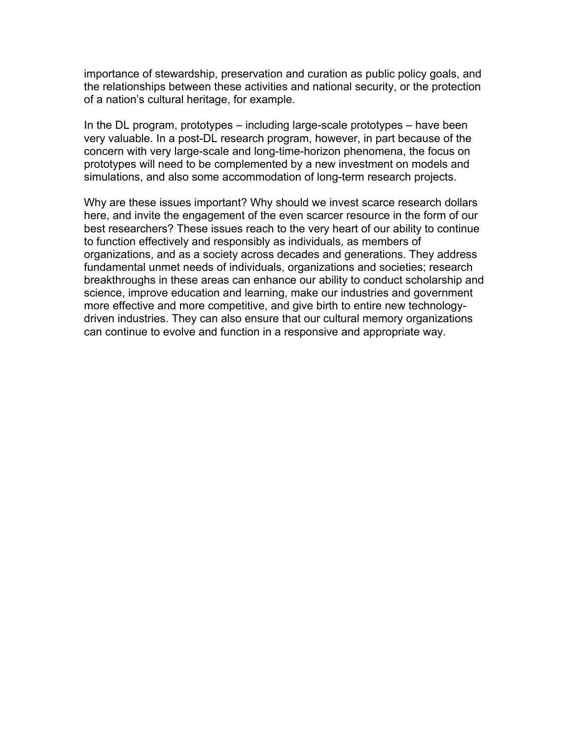importance of stewardship, preservation and curation as public policy goals, and the relationships between these activities and national security, or the protection of a nation's cultural heritage, for example.

In the DL program, prototypes – including large-scale prototypes – have been very valuable. In a post-DL research program, however, in part because of the concern with very large-scale and long-time-horizon phenomena, the focus on prototypes will need to be complemented by a new investment on models and simulations, and also some accommodation of long-term research projects.

Why are these issues important? Why should we invest scarce research dollars here, and invite the engagement of the even scarcer resource in the form of our best researchers? These issues reach to the very heart of our ability to continue to function effectively and responsibly as individuals, as members of organizations, and as a society across decades and generations. They address fundamental unmet needs of individuals, organizations and societies; research breakthroughs in these areas can enhance our ability to conduct scholarship and science, improve education and learning, make our industries and government more effective and more competitive, and give birth to entire new technology-driven industries. They can also ensure that our cultural memory organizations can continue to evolve and function in a responsive and appropriate way.